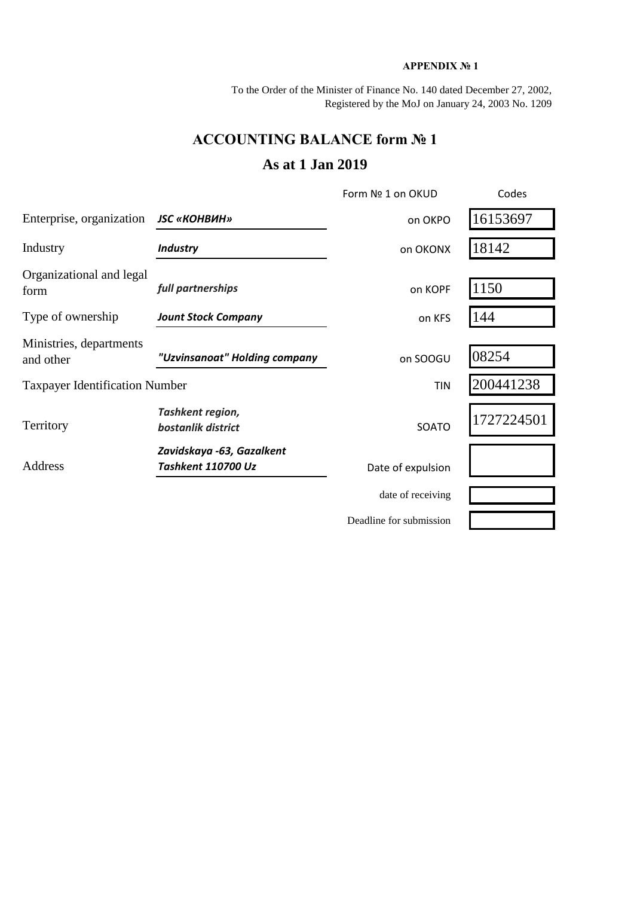**APPENDIX № 1**

To the Order of the Minister of Finance No. 140 dated December 27, 2002,
Registered by the MoJ on January 24, 2003 No. 1209

# ACCOUNTING BALANCE form № 1

## As at 1 Jan 2019

| | | Form № 1 on OKUD | Codes |
|---|---|---|---|
| Enterprise, organization | ***JSC «КОНВИН»*** | on OKPO | 16153697 |
| Industry | ***Industry*** | on OKONX | 18142 |
| Organizational and legal form | ***full partnerships*** | on KOPF | 1150 |
| Type of ownership | ***Jount Stock Company*** | on KFS | 144 |
| Ministries, departments and other | ***"Uzvinsanoat" Holding company*** | on SOOGU | 08254 |
| Taxpayer Identification Number | | TIN | 200441238 |
| Territory | ***Tashkent region, bostanlik district*** | SOATO | 1727224501 |
| Address | ***Zavidskaya -63, Gazalkent Tashkent 110700 Uz*** | Date of expulsion | |
| | | date of receiving | |
| | | Deadline for submission | |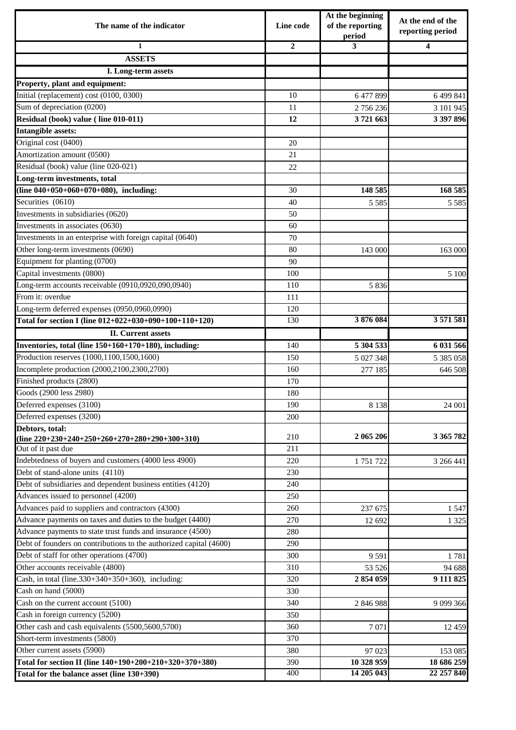| The name of the indicator | Line code | At the beginning of the reporting period | At the end of the reporting period |
|---|---|---|---|
| 1 | 2 | 3 | 4 |
| **ASSETS** | | | |
| **I. Long-term assets** | | | |
| **Property, plant and equipment:** | | | |
| Initial (replacement) cost (0100, 0300) | 10 | 6 477 899 | 6 499 841 |
| Sum of depreciation (0200) | 11 | 2 756 236 | 3 101 945 |
| **Residual (book) value ( line 010-011)** | **12** | **3 721 663** | **3 397 896** |
| **Intangible assets:** | | | |
| Original cost (0400) | 20 | | |
| Amortization amount (0500) | 21 | | |
| Residual (book) value (line 020-021) | 22 | | |
| **Long-term investments, total (line 040+050+060+070+080), including:** | 30 | **148 585** | **168 585** |
| Securities (0610) | 40 | 5 585 | 5 585 |
| Investments in subsidiaries (0620) | 50 | | |
| Investments in associates (0630) | 60 | | |
| Investments in an enterprise with foreign capital (0640) | 70 | | |
| Other long-term investments (0690) | 80 | 143 000 | 163 000 |
| Equipment for planting (0700) | 90 | | |
| Capital investments (0800) | 100 | | 5 100 |
| Long-term accounts receivable (0910,0920,090,0940) | 110 | 5 836 | |
| From it: overdue | 111 | | |
| Long-term deferred expenses (0950,0960,0990) | 120 | | |
| **Total for section I (line 012+022+030+090+100+110+120)** | 130 | **3 876 084** | **3 571 581** |
| **II. Current assets** | | | |
| **Inventories, total (line 150+160+170+180), including:** | 140 | **5 304 533** | **6 031 566** |
| Production reserves (1000,1100,1500,1600) | 150 | 5 027 348 | 5 385 058 |
| Incomplete production (2000,2100,2300,2700) | 160 | 277 185 | 646 508 |
| Finished products (2800) | 170 | | |
| Goods (2900 less 2980) | 180 | | |
| Deferred expenses (3100) | 190 | 8 138 | 24 001 |
| Deferred expenses (3200) | 200 | | |
| **Debtors, total: (line 220+230+240+250+260+270+280+290+300+310)** | 210 | **2 065 206** | **3 365 782** |
| Out of it past due | 211 | | |
| Indebtedness of buyers and customers (4000 less 4900) | 220 | 1 751 722 | 3 266 441 |
| Debt of stand-alone units (4110) | 230 | | |
| Debt of subsidiaries and dependent business entities (4120) | 240 | | |
| Advances issued to personnel (4200) | 250 | | |
| Advances paid to suppliers and contractors (4300) | 260 | 237 675 | 1 547 |
| Advance payments on taxes and duties to the budget (4400) | 270 | 12 692 | 1 325 |
| Advance payments to state trust funds and insurance (4500) | 280 | | |
| Debt of founders on contributions to the authorized capital (4600) | 290 | | |
| Debt of staff for other operations (4700) | 300 | 9 591 | 1 781 |
| Other accounts receivable (4800) | 310 | 53 526 | 94 688 |
| Cash, in total (line.330+340+350+360), including: | 320 | **2 854 059** | **9 111 825** |
| Cash on hand (5000) | 330 | | |
| Cash on the current account (5100) | 340 | 2 846 988 | 9 099 366 |
| Cash in foreign currency (5200) | 350 | | |
| Other cash and cash equivalents (5500,5600,5700) | 360 | 7 071 | 12 459 |
| Short-term investments (5800) | 370 | | |
| Other current assets (5900) | 380 | 97 023 | 153 085 |
| **Total for section II (line 140+190+200+210+320+370+380)** | 390 | **10 328 959** | **18 686 259** |
| **Total for the balance asset (line 130+390)** | 400 | **14 205 043** | **22 257 840** |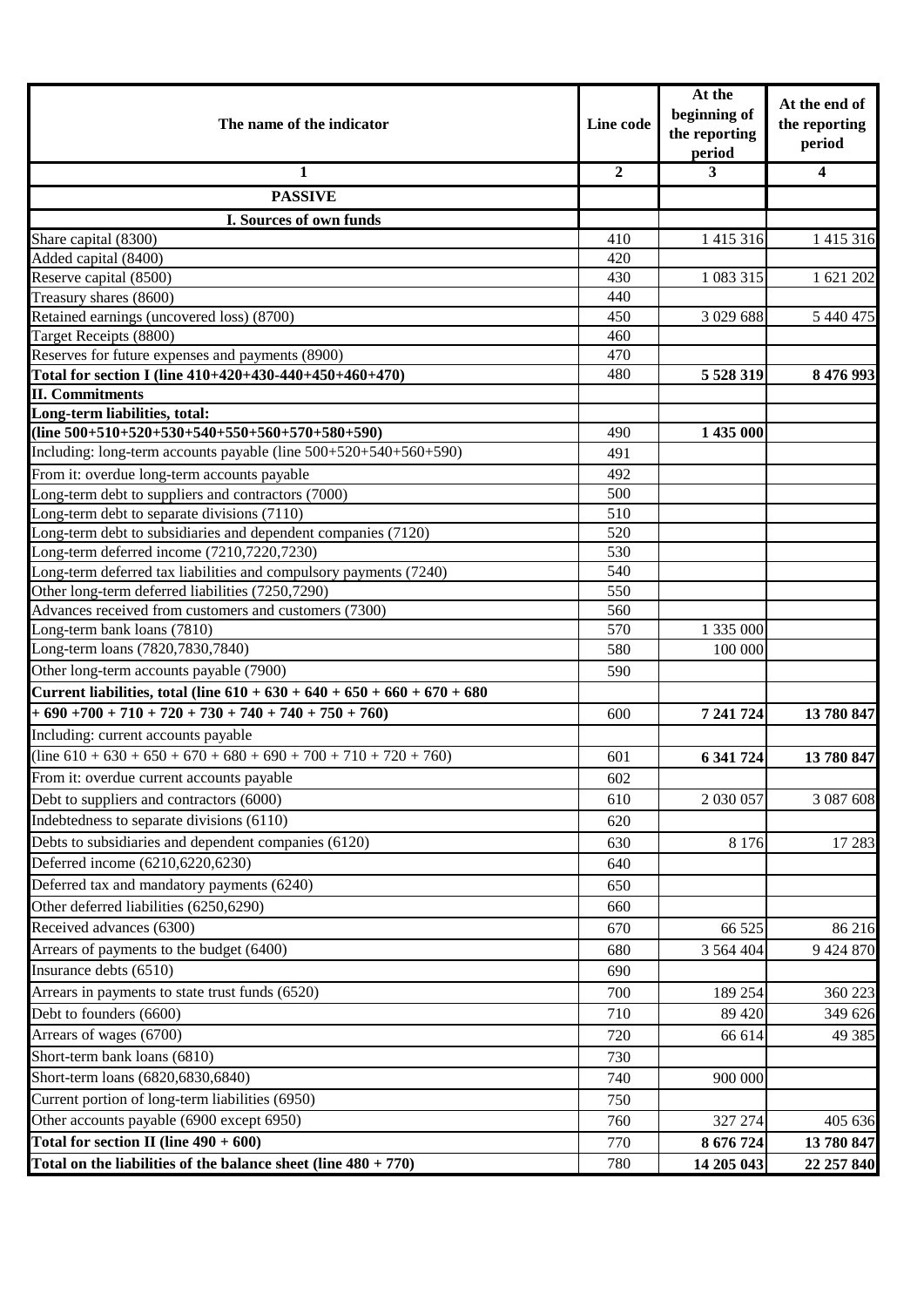| The name of the indicator | Line code | At the beginning of the reporting period | At the end of the reporting period |
|---|---|---|---|
| 1 | 2 | 3 | 4 |
| **PASSIVE** | | | |
| **I. Sources of own funds** | | | |
| Share capital (8300) | 410 | 1 415 316 | 1 415 316 |
| Added capital (8400) | 420 | | |
| Reserve capital (8500) | 430 | 1 083 315 | 1 621 202 |
| Treasury shares (8600) | 440 | | |
| Retained earnings (uncovered loss) (8700) | 450 | 3 029 688 | 5 440 475 |
| Target Receipts (8800) | 460 | | |
| Reserves for future expenses and payments (8900) | 470 | | |
| **Total for section I (line 410+420+430-440+450+460+470)** | 480 | **5 528 319** | **8 476 993** |
| **II. Commitments** | | | |
| **Long-term liabilities, total:** | | | |
| **(line 500+510+520+530+540+550+560+570+580+590)** | 490 | **1 435 000** | |
| Including: long-term accounts payable (line 500+520+540+560+590) | 491 | | |
| From it: overdue long-term accounts payable | 492 | | |
| Long-term debt to suppliers and contractors (7000) | 500 | | |
| Long-term debt to separate divisions (7110) | 510 | | |
| Long-term debt to subsidiaries and dependent companies (7120) | 520 | | |
| Long-term deferred income (7210,7220,7230) | 530 | | |
| Long-term deferred tax liabilities and compulsory payments (7240) | 540 | | |
| Other long-term deferred liabilities (7250,7290) | 550 | | |
| Advances received from customers and customers (7300) | 560 | | |
| Long-term bank loans (7810) | 570 | 1 335 000 | |
| Long-term loans (7820,7830,7840) | 580 | 100 000 | |
| Other long-term accounts payable (7900) | 590 | | |
| **Current liabilities, total (line 610 + 630 + 640 + 650 + 660 + 670 + 680** | | | |
| **+ 690 +700 + 710 + 720 + 730 + 740 + 740 + 750 + 760)** | 600 | **7 241 724** | **13 780 847** |
| Including: current accounts payable | | | |
| (line 610 + 630 + 650 + 670 + 680 + 690 + 700 + 710 + 720 + 760) | 601 | **6 341 724** | **13 780 847** |
| From it: overdue current accounts payable | 602 | | |
| Debt to suppliers and contractors (6000) | 610 | 2 030 057 | 3 087 608 |
| Indebtedness to separate divisions (6110) | 620 | | |
| Debts to subsidiaries and dependent companies (6120) | 630 | 8 176 | 17 283 |
| Deferred income (6210,6220,6230) | 640 | | |
| Deferred tax and mandatory payments (6240) | 650 | | |
| Other deferred liabilities (6250,6290) | 660 | | |
| Received advances (6300) | 670 | 66 525 | 86 216 |
| Arrears of payments to the budget (6400) | 680 | 3 564 404 | 9 424 870 |
| Insurance debts (6510) | 690 | | |
| Arrears in payments to state trust funds (6520) | 700 | 189 254 | 360 223 |
| Debt to founders (6600) | 710 | 89 420 | 349 626 |
| Arrears of wages (6700) | 720 | 66 614 | 49 385 |
| Short-term bank loans (6810) | 730 | | |
| Short-term loans (6820,6830,6840) | 740 | 900 000 | |
| Current portion of long-term liabilities (6950) | 750 | | |
| Other accounts payable (6900 except 6950) | 760 | 327 274 | 405 636 |
| **Total for section II (line 490 + 600)** | 770 | **8 676 724** | **13 780 847** |
| **Total on the liabilities of the balance sheet (line 480 + 770)** | 780 | **14 205 043** | **22 257 840** |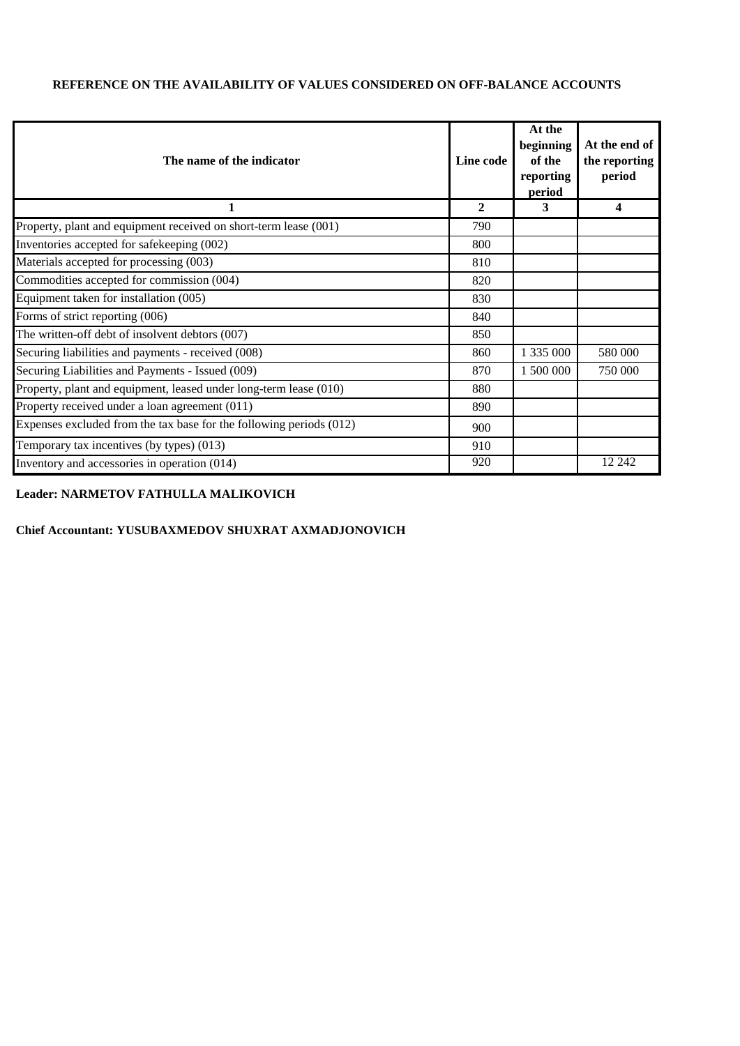**REFERENCE ON THE AVAILABILITY OF VALUES CONSIDERED ON OFF-BALANCE ACCOUNTS**

| The name of the indicator | Line code | At the beginning of the reporting period | At the end of the reporting period |
|---|---|---|---|
| 1 | 2 | 3 | 4 |
| Property, plant and equipment received on short-term lease (001) | 790 | | |
| Inventories accepted for safekeeping (002) | 800 | | |
| Materials accepted for processing (003) | 810 | | |
| Commodities accepted for commission (004) | 820 | | |
| Equipment taken for installation (005) | 830 | | |
| Forms of strict reporting (006) | 840 | | |
| The written-off debt of insolvent debtors (007) | 850 | | |
| Securing liabilities and payments - received (008) | 860 | 1 335 000 | 580 000 |
| Securing Liabilities and Payments - Issued (009) | 870 | 1 500 000 | 750 000 |
| Property, plant and equipment, leased under long-term lease (010) | 880 | | |
| Property received under a loan agreement (011) | 890 | | |
| Expenses excluded from the tax base for the following periods (012) | 900 | | |
| Temporary tax incentives (by types) (013) | 910 | | |
| Inventory and accessories in operation (014) | 920 | | 12 242 |

**Leader: NARMETOV FATHULLA MALIKOVICH**

**Chief Accountant: YUSUBAXMEDOV SHUXRAT AXMADJONOVICH**